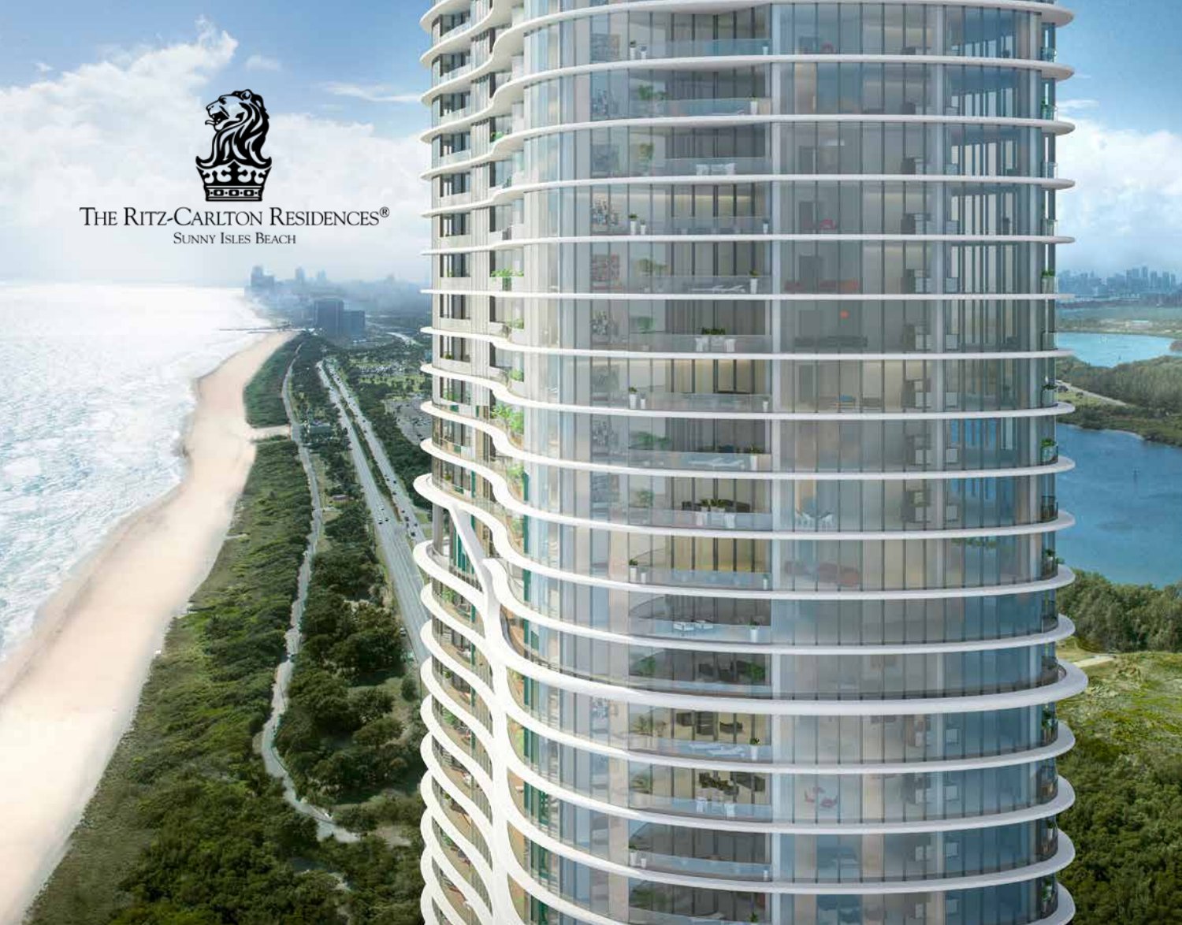THE RITZ-CARLTON RESIDENCES®

SUNNY ISLES BEACH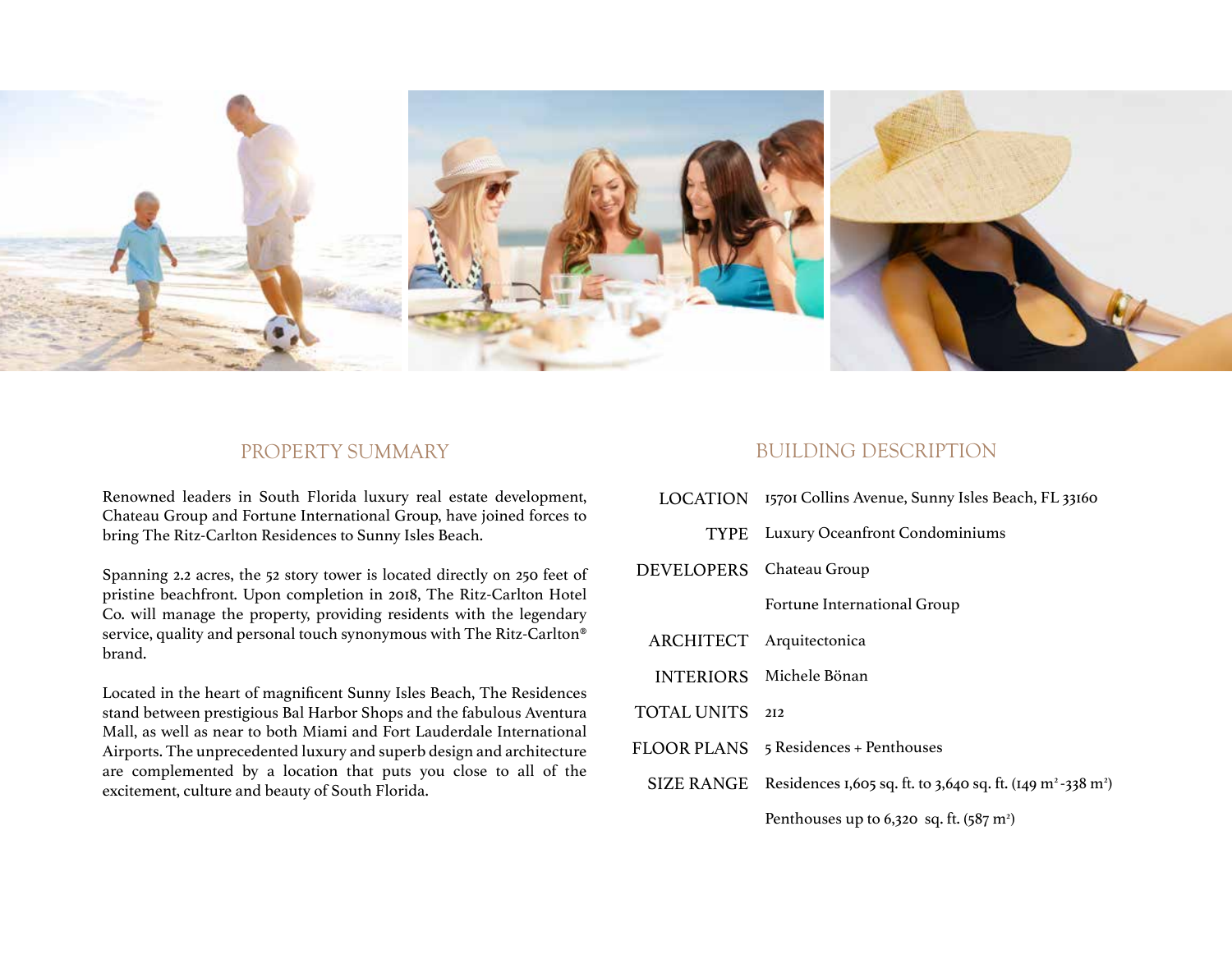## PROPERTY SUMMARY

Renowned leaders in South Florida luxury real estate development, Chateau Group and Fortune International Group, have joined forces to bring The Ritz-Carlton Residences to Sunny Isles Beach.

Spanning 2.2 acres, the 52 story tower is located directly on 250 feet of pristine beachfront. Upon completion in 2018, The Ritz-Carlton Hotel Co. will manage the property, providing residents with the legendary service, quality and personal touch synonymous with The Ritz-Carlton® brand.

Located in the heart of magnificent Sunny Isles Beach, The Residences stand between prestigious Bal Harbor Shops and the fabulous Aventura Mall, as well as near to both Miami and Fort Lauderdale International Airports. The unprecedented luxury and superb design and architecture are complemented by a location that puts you close to all of the excitement, culture and beauty of South Florida.

## BUILDING DESCRIPTION

| | |
|---|---|
| LOCATION | 15701 Collins Avenue, Sunny Isles Beach, FL 33160 |
| TYPE | Luxury Oceanfront Condominiums |
| DEVELOPERS | Chateau Group |
| | Fortune International Group |
| ARCHITECT | Arquitectonica |
| INTERIORS | Michele Bönan |
| TOTAL UNITS | 212 |
| FLOOR PLANS | 5 Residences + Penthouses |
| SIZE RANGE | Residences 1,605 sq. ft. to 3,640 sq. ft. (149 $m^2$ -338 $m^2$) |
| | Penthouses up to 6,320 sq. ft. (587 $m^2$) |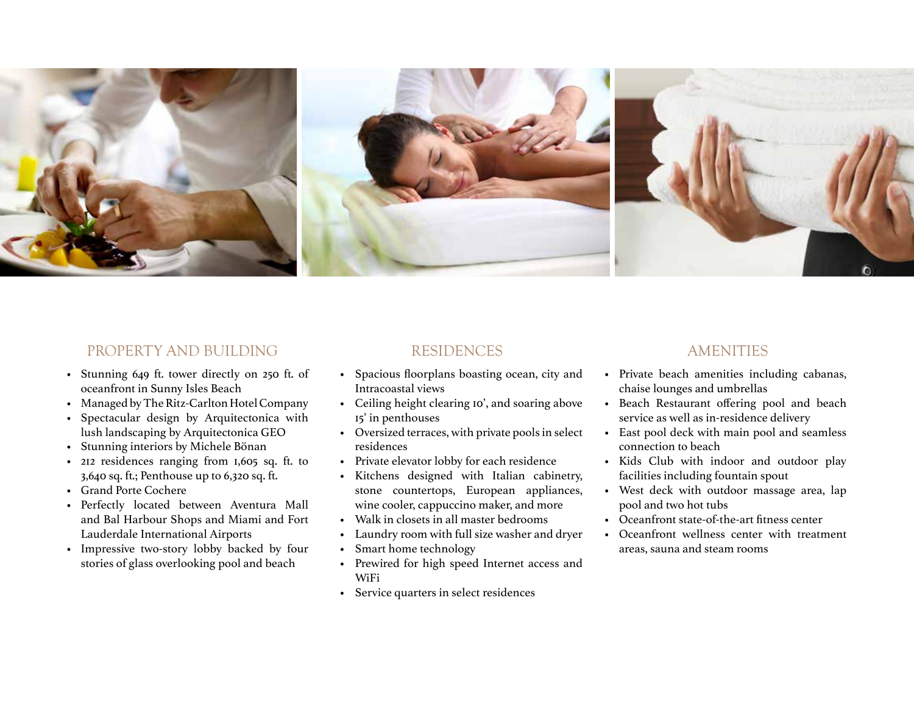## PROPERTY AND BUILDING

- Stunning 649 ft. tower directly on 250 ft. of oceanfront in Sunny Isles Beach
- Managed by The Ritz-Carlton Hotel Company
- Spectacular design by Arquitectonica with lush landscaping by Arquitectonica GEO
- Stunning interiors by Michele Bönan
- 212 residences ranging from 1,605 sq. ft. to 3,640 sq. ft.; Penthouse up to 6,320 sq. ft.
- Grand Porte Cochere
- Perfectly located between Aventura Mall and Bal Harbour Shops and Miami and Fort Lauderdale International Airports
- Impressive two-story lobby backed by four stories of glass overlooking pool and beach

## RESIDENCES

- Spacious floorplans boasting ocean, city and Intracoastal views
- Ceiling height clearing 10', and soaring above 15' in penthouses
- Oversized terraces, with private pools in select residences
- Private elevator lobby for each residence
- Kitchens designed with Italian cabinetry, stone countertops, European appliances, wine cooler, cappuccino maker, and more
- Walk in closets in all master bedrooms
- Laundry room with full size washer and dryer
- Smart home technology
- Prewired for high speed Internet access and WiFi
- Service quarters in select residences

## AMENITIES

- Private beach amenities including cabanas, chaise lounges and umbrellas
- Beach Restaurant offering pool and beach service as well as in-residence delivery
- East pool deck with main pool and seamless connection to beach
- Kids Club with indoor and outdoor play facilities including fountain spout
- West deck with outdoor massage area, lap pool and two hot tubs
- Oceanfront state-of-the-art fitness center
- Oceanfront wellness center with treatment areas, sauna and steam rooms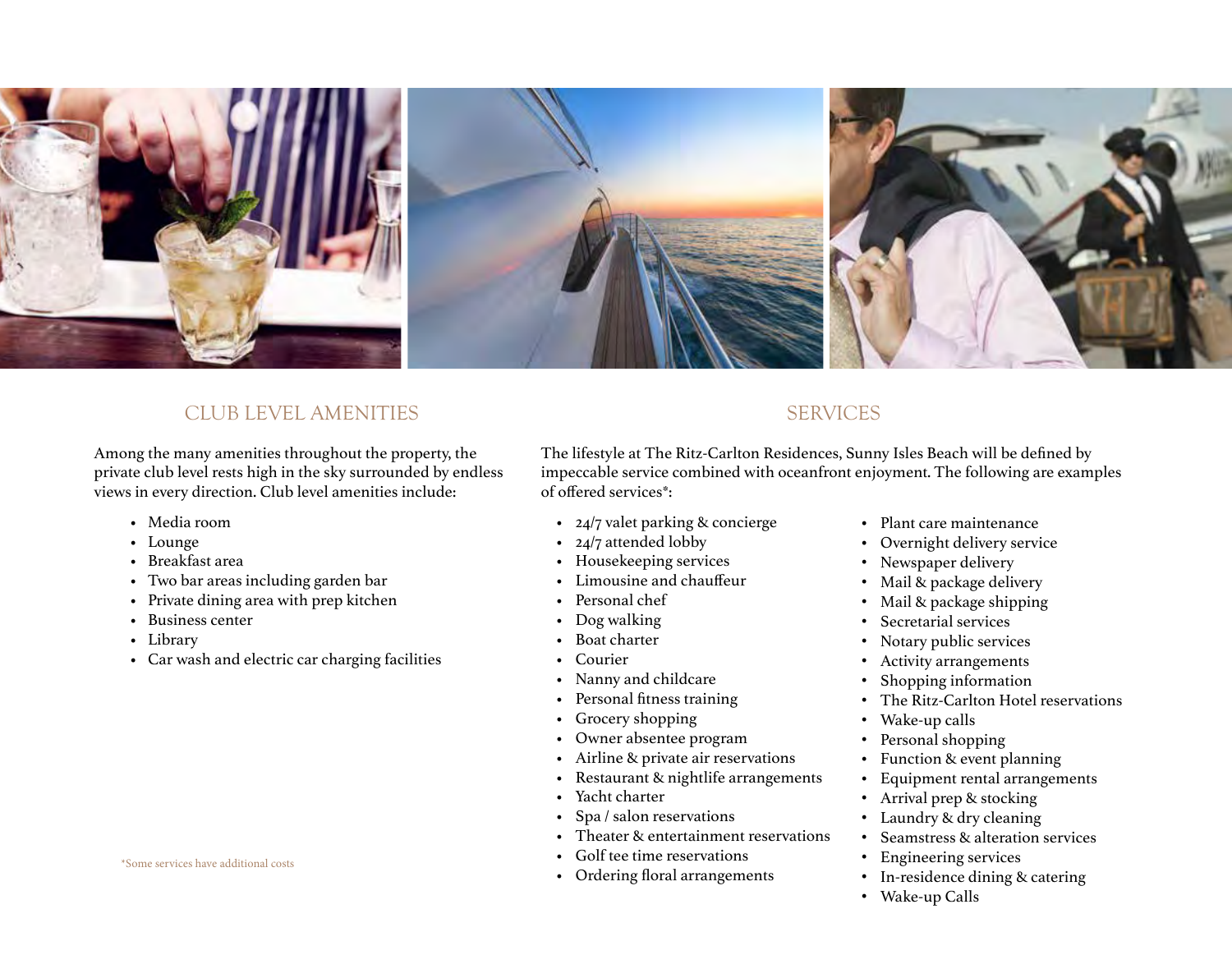## CLUB LEVEL AMENITIES

Among the many amenities throughout the property, the private club level rests high in the sky surrounded by endless views in every direction. Club level amenities include:

- Media room
- Lounge
- Breakfast area
- Two bar areas including garden bar
- Private dining area with prep kitchen
- Business center
- Library
- Car wash and electric car charging facilities

*Some services have additional costs

## SERVICES

The lifestyle at The Ritz-Carlton Residences, Sunny Isles Beach will be defined by impeccable service combined with oceanfront enjoyment. The following are examples of offered services*:

- 24/7 valet parking & concierge
- 24/7 attended lobby
- Housekeeping services
- Limousine and chauffeur
- Personal chef
- Dog walking
- Boat charter
- Courier
- Nanny and childcare
- Personal fitness training
- Grocery shopping
- Owner absentee program
- Airline & private air reservations
- Restaurant & nightlife arrangements
- Yacht charter
- Spa / salon reservations
- Theater & entertainment reservations
- Golf tee time reservations
- Ordering floral arrangements
- Plant care maintenance
- Overnight delivery service
- Newspaper delivery
- Mail & package delivery
- Mail & package shipping
- Secretarial services
- Notary public services
- Activity arrangements
- Shopping information
- The Ritz-Carlton Hotel reservations
- Wake-up calls
- Personal shopping
- Function & event planning
- Equipment rental arrangements
- Arrival prep & stocking
- Laundry & dry cleaning
- Seamstress & alteration services
- Engineering services
- In-residence dining & catering
- Wake-up Calls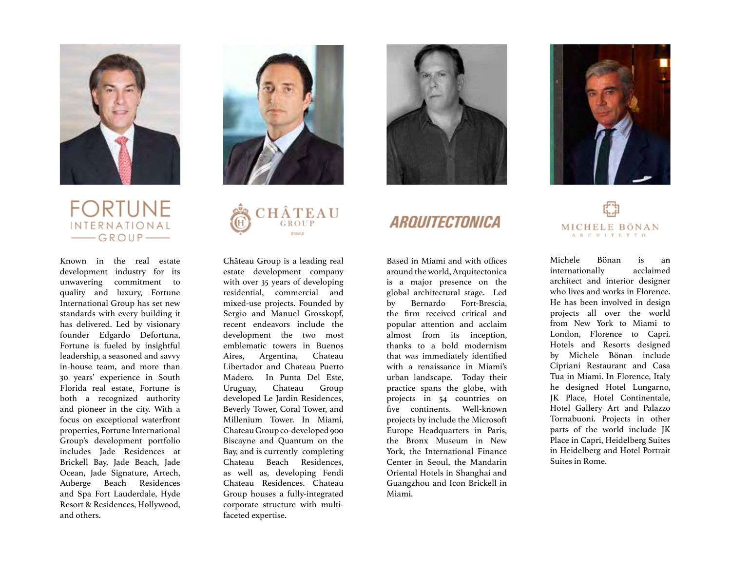## FORTUNE INTERNATIONAL GROUP

Known in the real estate development industry for its unwavering commitment to quality and luxury, Fortune International Group has set new standards with every building it has delivered. Led by visionary founder Edgardo Defortuna, Fortune is fueled by insightful leadership, a seasoned and savvy in-house team, and more than 30 years' experience in South Florida real estate, Fortune is both a recognized authority and pioneer in the city. With a focus on exceptional waterfront properties, Fortune International Group's development portfolio includes Jade Residences at Brickell Bay, Jade Beach, Jade Ocean, Jade Signature, Artech, Auberge Beach Residences and Spa Fort Lauderdale, Hyde Resort & Residences, Hollywood, and others.

## CHÂTEAU GROUP

Château Group is a leading real estate development company with over 35 years of developing residential, commercial and mixed-use projects. Founded by Sergio and Manuel Grosskopf, recent endeavors include the development the two most emblematic towers in Buenos Aires, Argentina, Chateau Libertador and Chateau Puerto Madero. In Punta Del Este, Uruguay, Chateau Group developed Le Jardin Residences, Beverly Tower, Coral Tower, and Millenium Tower. In Miami, Chateau Group co-developed 900 Biscayne and Quantum on the Bay, and is currently completing Chateau Beach Residences, as well as, developing Fendi Chateau Residences. Chateau Group houses a fully-integrated corporate structure with multi-faceted expertise.

## ARQUITECTONICA

Based in Miami and with offices around the world, Arquitectonica is a major presence on the global architectural stage. Led by Bernardo Fort-Brescia, the firm received critical and popular attention and acclaim almost from its inception, thanks to a bold modernism that was immediately identified with a renaissance in Miami's urban landscape. Today their practice spans the globe, with projects in 54 countries on five continents. Well-known projects by include the Microsoft Europe Headquarters in Paris, the Bronx Museum in New York, the International Finance Center in Seoul, the Mandarin Oriental Hotels in Shanghai and Guangzhou and Icon Brickell in Miami.

## MICHELE BÖNAN ARCHITETTO

Michele Bönan is an internationally acclaimed architect and interior designer who lives and works in Florence. He has been involved in design projects all over the world from New York to Miami to London, Florence to Capri. Hotels and Resorts designed by Michele Bönan include Cipriani Restaurant and Casa Tua in Miami. In Florence, Italy he designed Hotel Lungarno, JK Place, Hotel Continentale, Hotel Gallery Art and Palazzo Tornabuoni. Projects in other parts of the world include JK Place in Capri, Heidelberg Suites in Heidelberg and Hotel Portrait Suites in Rome.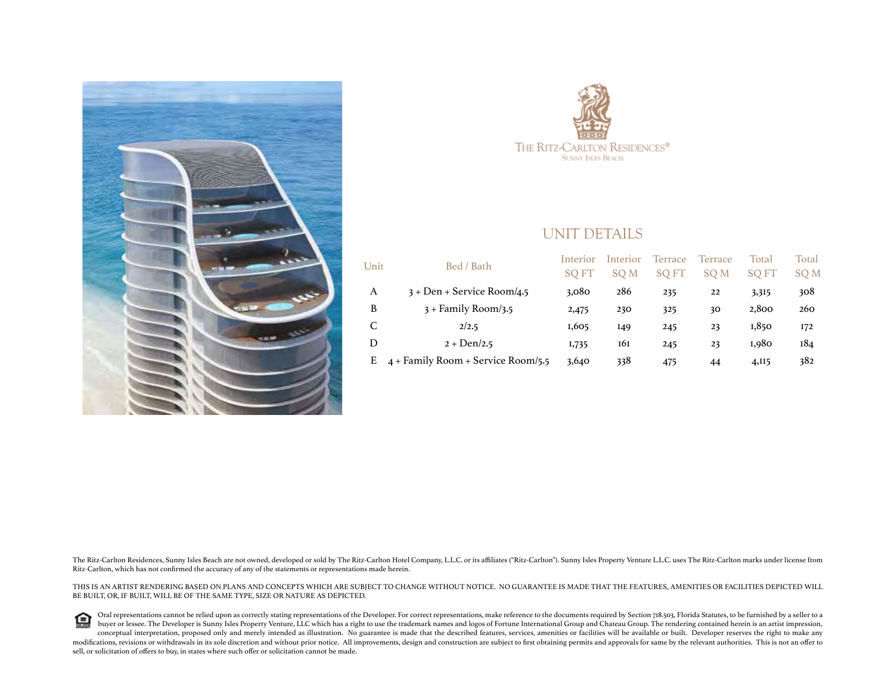THE RITZ-CARLTON RESIDENCES®
SUNNY ISLES BEACH

## UNIT DETAILS

| Unit | Bed / Bath | Interior SQ FT | Interior SQ M | Terrace SQ FT | Terrace SQ M | Total SQ FT | Total SQ M |
|---|---|---|---|---|---|---|---|
| A | 3 + Den + Service Room/4.5 | 3,080 | 286 | 235 | 22 | 3,315 | 308 |
| B | 3 + Family Room/3.5 | 2,475 | 230 | 325 | 30 | 2,800 | 260 |
| C | 2/2.5 | 1,605 | 149 | 245 | 23 | 1,850 | 172 |
| D | 2 + Den/2.5 | 1,735 | 161 | 245 | 23 | 1,980 | 184 |
| E | 4 + Family Room + Service Room/5.5 | 3,640 | 338 | 475 | 44 | 4,115 | 382 |

The Ritz-Carlton Residences, Sunny Isles Beach are not owned, developed or sold by The Ritz-Carlton Hotel Company, L.L.C. or its affiliates ("Ritz-Carlton"). Sunny Isles Property Venture L.L.C. uses The Ritz-Carlton marks under license from Ritz-Carlton, which has not confirmed the accuracy of any of the statements or representations made herein.

THIS IS AN ARTIST RENDERING BASED ON PLANS AND CONCEPTS WHICH ARE SUBJECT TO CHANGE WITHOUT NOTICE. NO GUARANTEE IS MADE THAT THE FEATURES, AMENITIES OR FACILITIES DEPICTED WILL BE BUILT, OR, IF BUILT, WILL BE OF THE SAME TYPE, SIZE OR NATURE AS DEPICTED.

Oral representations cannot be relied upon as correctly stating representations of the Developer. For correct representations, make reference to the documents required by Section 718.503, Florida Statutes, to be furnished by a seller to a buyer or lessee. The Developer is Sunny Isles Property Venture, LLC which has a right to use the trademark names and logos of Fortune International Group and Chateau Group. The rendering contained herein is an artist impression, conceptual interpretation, proposed only and merely intended as illustration. No guarantee is made that the described features, services, amenities or facilities will be available or built. Developer reserves the right to make any modifications, revisions or withdrawals in its sole discretion and without prior notice. All improvements, design and construction are subject to first obtaining permits and approvals for same by the relevant authorities. This is not an offer to sell, or solicitation of offers to buy, in states where such offer or solicitation cannot be made.